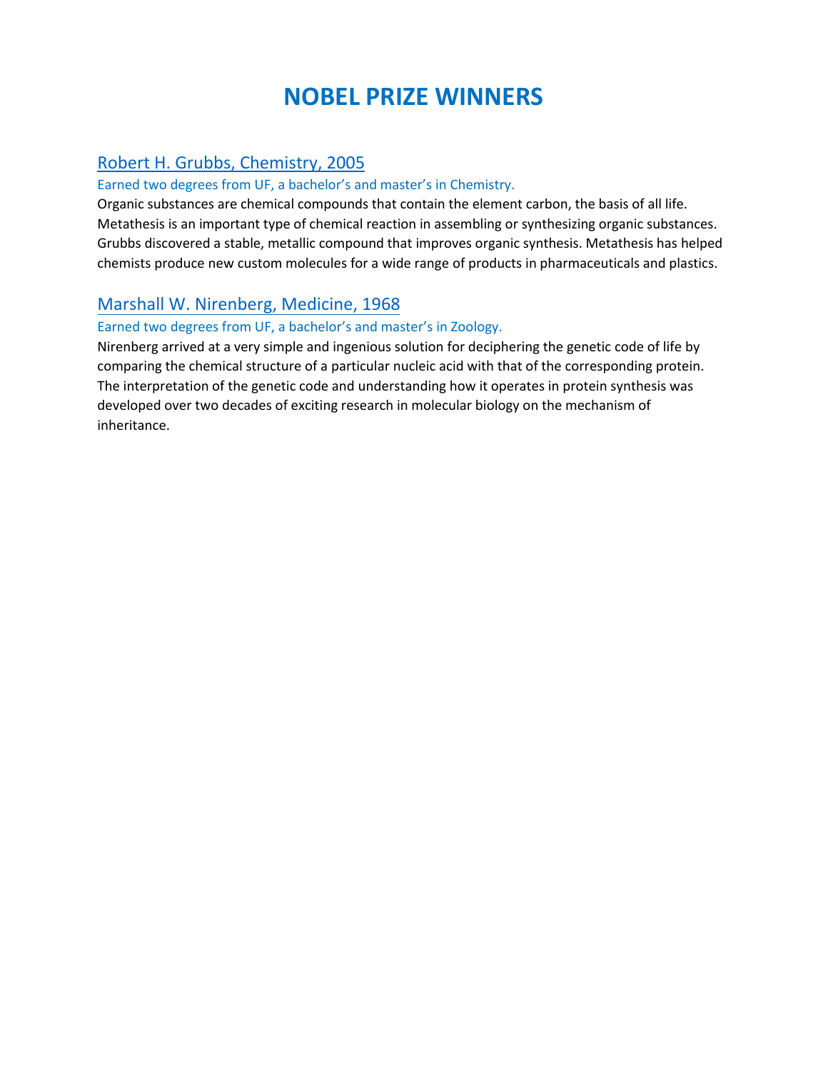# NOBEL PRIZE WINNERS

## Robert H. Grubbs, Chemistry, 2005

Earned two degrees from UF, a bachelor's and master's in Chemistry.

Organic substances are chemical compounds that contain the element carbon, the basis of all life. Metathesis is an important type of chemical reaction in assembling or synthesizing organic substances. Grubbs discovered a stable, metallic compound that improves organic synthesis. Metathesis has helped chemists produce new custom molecules for a wide range of products in pharmaceuticals and plastics.

## Marshall W. Nirenberg, Medicine, 1968

Earned two degrees from UF, a bachelor's and master's in Zoology.

Nirenberg arrived at a very simple and ingenious solution for deciphering the genetic code of life by comparing the chemical structure of a particular nucleic acid with that of the corresponding protein. The interpretation of the genetic code and understanding how it operates in protein synthesis was developed over two decades of exciting research in molecular biology on the mechanism of inheritance.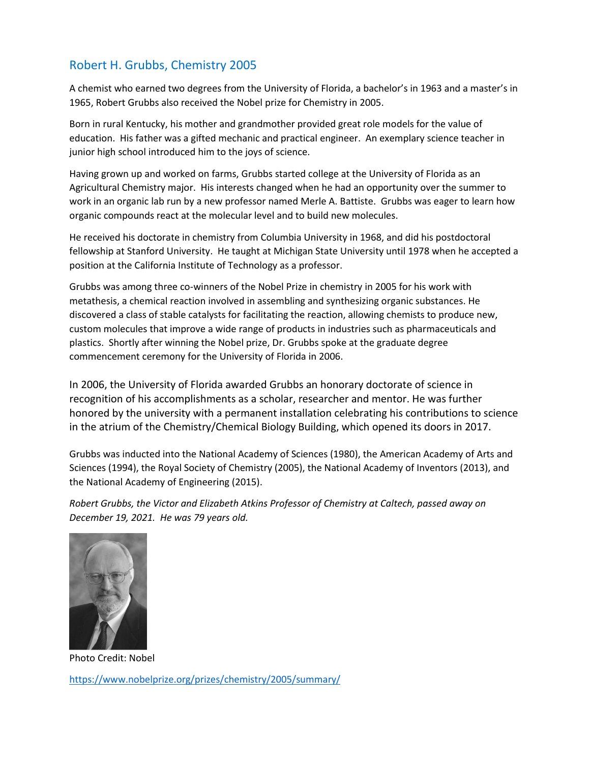## Robert H. Grubbs, Chemistry 2005

A chemist who earned two degrees from the University of Florida, a bachelor's in 1963 and a master's in 1965, Robert Grubbs also received the Nobel prize for Chemistry in 2005.

Born in rural Kentucky, his mother and grandmother provided great role models for the value of education. His father was a gifted mechanic and practical engineer. An exemplary science teacher in junior high school introduced him to the joys of science.

Having grown up and worked on farms, Grubbs started college at the University of Florida as an Agricultural Chemistry major. His interests changed when he had an opportunity over the summer to work in an organic lab run by a new professor named Merle A. Battiste. Grubbs was eager to learn how organic compounds react at the molecular level and to build new molecules.

He received his doctorate in chemistry from Columbia University in 1968, and did his postdoctoral fellowship at Stanford University. He taught at Michigan State University until 1978 when he accepted a position at the California Institute of Technology as a professor.

Grubbs was among three co-winners of the Nobel Prize in chemistry in 2005 for his work with metathesis, a chemical reaction involved in assembling and synthesizing organic substances. He discovered a class of stable catalysts for facilitating the reaction, allowing chemists to produce new, custom molecules that improve a wide range of products in industries such as pharmaceuticals and plastics. Shortly after winning the Nobel prize, Dr. Grubbs spoke at the graduate degree commencement ceremony for the University of Florida in 2006.

In 2006, the University of Florida awarded Grubbs an honorary doctorate of science in recognition of his accomplishments as a scholar, researcher and mentor. He was further honored by the university with a permanent installation celebrating his contributions to science in the atrium of the Chemistry/Chemical Biology Building, which opened its doors in 2017.

Grubbs was inducted into the National Academy of Sciences (1980), the American Academy of Arts and Sciences (1994), the Royal Society of Chemistry (2005), the National Academy of Inventors (2013), and the National Academy of Engineering (2015).

*Robert Grubbs, the Victor and Elizabeth Atkins Professor of Chemistry at Caltech, passed away on December 19, 2021. He was 79 years old.*

Photo Credit: Nobel

https://www.nobelprize.org/prizes/chemistry/2005/summary/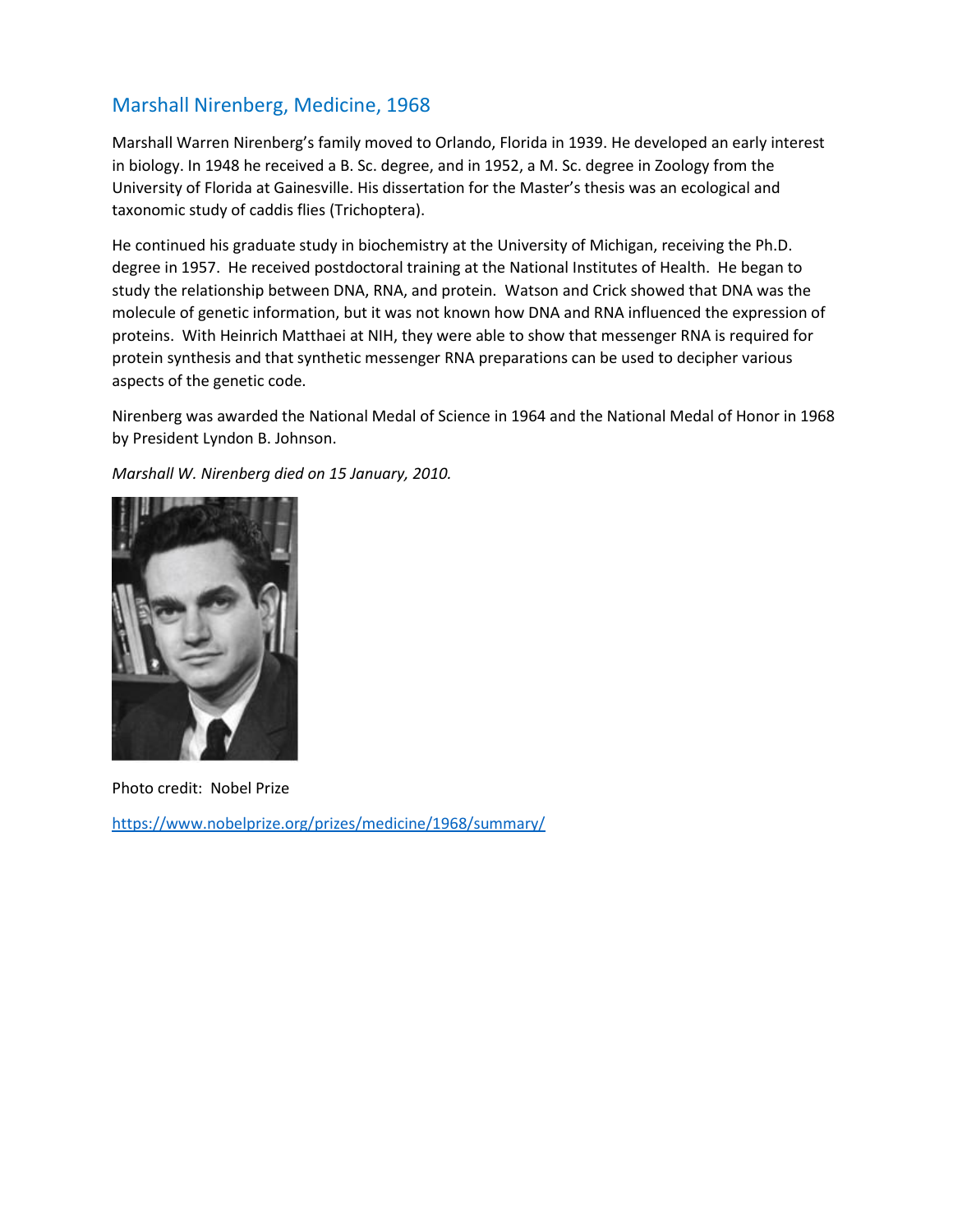## Marshall Nirenberg, Medicine, 1968

Marshall Warren Nirenberg's family moved to Orlando, Florida in 1939. He developed an early interest in biology. In 1948 he received a B. Sc. degree, and in 1952, a M. Sc. degree in Zoology from the University of Florida at Gainesville. His dissertation for the Master's thesis was an ecological and taxonomic study of caddis flies (Trichoptera).

He continued his graduate study in biochemistry at the University of Michigan, receiving the Ph.D. degree in 1957. He received postdoctoral training at the National Institutes of Health. He began to study the relationship between DNA, RNA, and protein. Watson and Crick showed that DNA was the molecule of genetic information, but it was not known how DNA and RNA influenced the expression of proteins. With Heinrich Matthaei at NIH, they were able to show that messenger RNA is required for protein synthesis and that synthetic messenger RNA preparations can be used to decipher various aspects of the genetic code.

Nirenberg was awarded the National Medal of Science in 1964 and the National Medal of Honor in 1968 by President Lyndon B. Johnson.

*Marshall W. Nirenberg died on 15 January, 2010.*

Photo credit: Nobel Prize

https://www.nobelprize.org/prizes/medicine/1968/summary/